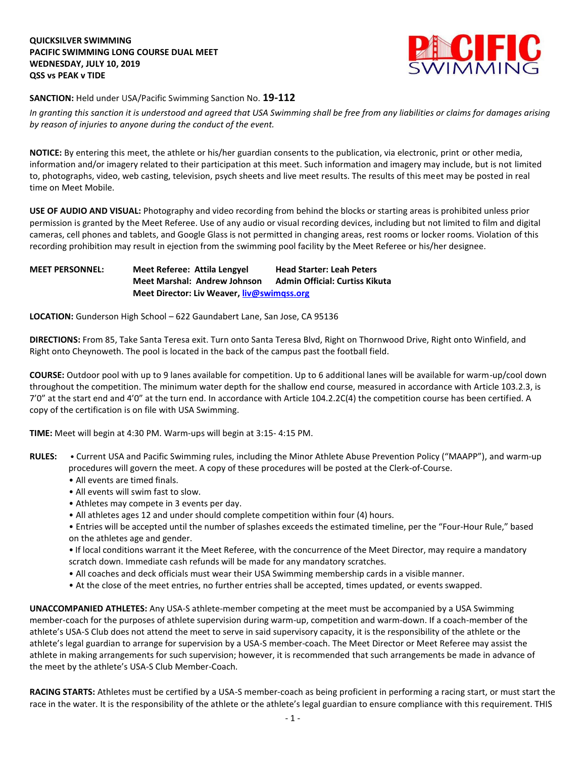**QUICKSILVER SWIMMING**
**PACIFIC SWIMMING LONG COURSE DUAL MEET**
**WEDNESDAY, JULY 10, 2019**
**QSS vs PEAK v TIDE**

**SANCTION:** Held under USA/Pacific Swimming Sanction No. **19-112**

*In granting this sanction it is understood and agreed that USA Swimming shall be free from any liabilities or claims for damages arising by reason of injuries to anyone during the conduct of the event.*

**NOTICE:** By entering this meet, the athlete or his/her guardian consents to the publication, via electronic, print or other media, information and/or imagery related to their participation at this meet. Such information and imagery may include, but is not limited to, photographs, video, web casting, television, psych sheets and live meet results. The results of this meet may be posted in real time on Meet Mobile.

**USE OF AUDIO AND VISUAL:** Photography and video recording from behind the blocks or starting areas is prohibited unless prior permission is granted by the Meet Referee. Use of any audio or visual recording devices, including but not limited to film and digital cameras, cell phones and tablets, and Google Glass is not permitted in changing areas, rest rooms or locker rooms. Violation of this recording prohibition may result in ejection from the swimming pool facility by the Meet Referee or his/her designee.

**MEET PERSONNEL:**
**Meet Referee: Attila Lengyel** — **Head Starter: Leah Peters**
**Meet Marshal: Andrew Johnson** — **Admin Official: Curtiss Kikuta**
**Meet Director: Liv Weaver, liv@swimqss.org**

**LOCATION:** Gunderson High School – 622 Gaundabert Lane, San Jose, CA 95136

**DIRECTIONS:** From 85, Take Santa Teresa exit. Turn onto Santa Teresa Blvd, Right on Thornwood Drive, Right onto Winfield, and Right onto Cheynoweth. The pool is located in the back of the campus past the football field.

**COURSE:** Outdoor pool with up to 9 lanes available for competition. Up to 6 additional lanes will be available for warm-up/cool down throughout the competition. The minimum water depth for the shallow end course, measured in accordance with Article 103.2.3, is 7'0" at the start end and 4'0" at the turn end. In accordance with Article 104.2.2C(4) the competition course has been certified. A copy of the certification is on file with USA Swimming.

**TIME:** Meet will begin at 4:30 PM. Warm-ups will begin at 3:15- 4:15 PM.

**RULES:**
- Current USA and Pacific Swimming rules, including the Minor Athlete Abuse Prevention Policy ("MAAPP"), and warm-up procedures will govern the meet. A copy of these procedures will be posted at the Clerk-of-Course.
- All events are timed finals.
- All events will swim fast to slow.
- Athletes may compete in 3 events per day.
- All athletes ages 12 and under should complete competition within four (4) hours.
- Entries will be accepted until the number of splashes exceeds the estimated timeline, per the "Four-Hour Rule," based on the athletes age and gender.
- If local conditions warrant it the Meet Referee, with the concurrence of the Meet Director, may require a mandatory scratch down. Immediate cash refunds will be made for any mandatory scratches.
- All coaches and deck officials must wear their USA Swimming membership cards in a visible manner.
- At the close of the meet entries, no further entries shall be accepted, times updated, or events swapped.

**UNACCOMPANIED ATHLETES:** Any USA-S athlete-member competing at the meet must be accompanied by a USA Swimming member-coach for the purposes of athlete supervision during warm-up, competition and warm-down. If a coach-member of the athlete's USA-S Club does not attend the meet to serve in said supervisory capacity, it is the responsibility of the athlete or the athlete's legal guardian to arrange for supervision by a USA-S member-coach. The Meet Director or Meet Referee may assist the athlete in making arrangements for such supervision; however, it is recommended that such arrangements be made in advance of the meet by the athlete's USA-S Club Member-Coach.

**RACING STARTS:** Athletes must be certified by a USA-S member-coach as being proficient in performing a racing start, or must start the race in the water. It is the responsibility of the athlete or the athlete's legal guardian to ensure compliance with this requirement. THIS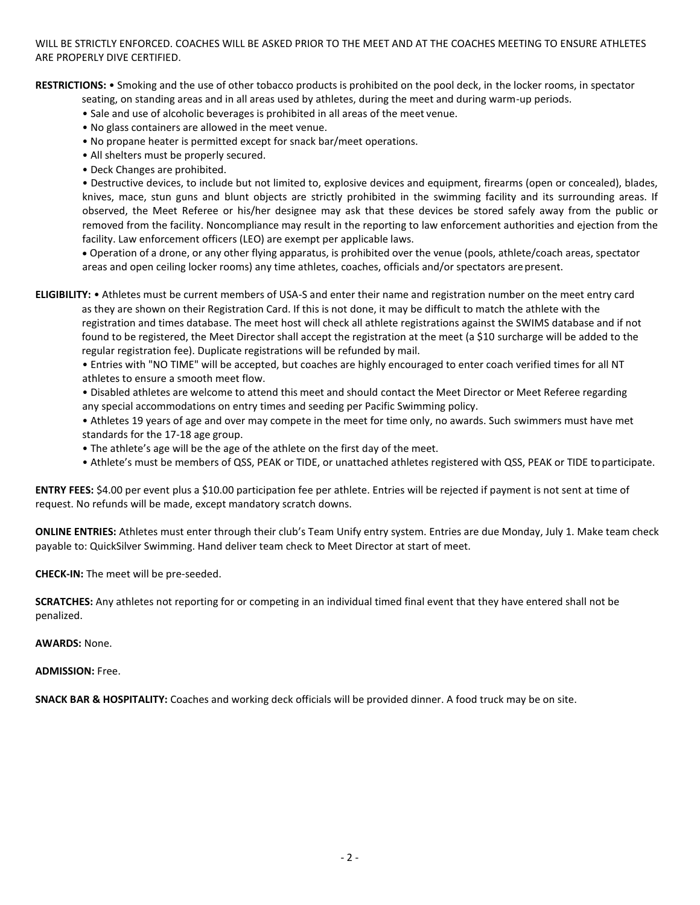WILL BE STRICTLY ENFORCED. COACHES WILL BE ASKED PRIOR TO THE MEET AND AT THE COACHES MEETING TO ENSURE ATHLETES ARE PROPERLY DIVE CERTIFIED.

**RESTRICTIONS:** • Smoking and the use of other tobacco products is prohibited on the pool deck, in the locker rooms, in spectator seating, on standing areas and in all areas used by athletes, during the meet and during warm-up periods.

- Sale and use of alcoholic beverages is prohibited in all areas of the meet venue.
- No glass containers are allowed in the meet venue.
- No propane heater is permitted except for snack bar/meet operations.
- All shelters must be properly secured.
- Deck Changes are prohibited.
- Destructive devices, to include but not limited to, explosive devices and equipment, firearms (open or concealed), blades, knives, mace, stun guns and blunt objects are strictly prohibited in the swimming facility and its surrounding areas. If observed, the Meet Referee or his/her designee may ask that these devices be stored safely away from the public or removed from the facility. Noncompliance may result in the reporting to law enforcement authorities and ejection from the facility. Law enforcement officers (LEO) are exempt per applicable laws.
- Operation of a drone, or any other flying apparatus, is prohibited over the venue (pools, athlete/coach areas, spectator areas and open ceiling locker rooms) any time athletes, coaches, officials and/or spectators are present.

**ELIGIBILITY:** • Athletes must be current members of USA-S and enter their name and registration number on the meet entry card as they are shown on their Registration Card. If this is not done, it may be difficult to match the athlete with the registration and times database. The meet host will check all athlete registrations against the SWIMS database and if not found to be registered, the Meet Director shall accept the registration at the meet (a $10 surcharge will be added to the regular registration fee). Duplicate registrations will be refunded by mail.

- Entries with "NO TIME" will be accepted, but coaches are highly encouraged to enter coach verified times for all NT athletes to ensure a smooth meet flow.
- Disabled athletes are welcome to attend this meet and should contact the Meet Director or Meet Referee regarding any special accommodations on entry times and seeding per Pacific Swimming policy.
- Athletes 19 years of age and over may compete in the meet for time only, no awards. Such swimmers must have met standards for the 17-18 age group.
- The athlete's age will be the age of the athlete on the first day of the meet.
- Athlete's must be members of QSS, PEAK or TIDE, or unattached athletes registered with QSS, PEAK or TIDE to participate.

**ENTRY FEES:** $4.00 per event plus a $10.00 participation fee per athlete. Entries will be rejected if payment is not sent at time of request. No refunds will be made, except mandatory scratch downs.

**ONLINE ENTRIES:** Athletes must enter through their club's Team Unify entry system. Entries are due Monday, July 1. Make team check payable to: QuickSilver Swimming. Hand deliver team check to Meet Director at start of meet.

**CHECK-IN:** The meet will be pre-seeded.

**SCRATCHES:** Any athletes not reporting for or competing in an individual timed final event that they have entered shall not be penalized.

**AWARDS:** None.

**ADMISSION:** Free.

**SNACK BAR & HOSPITALITY:** Coaches and working deck officials will be provided dinner. A food truck may be on site.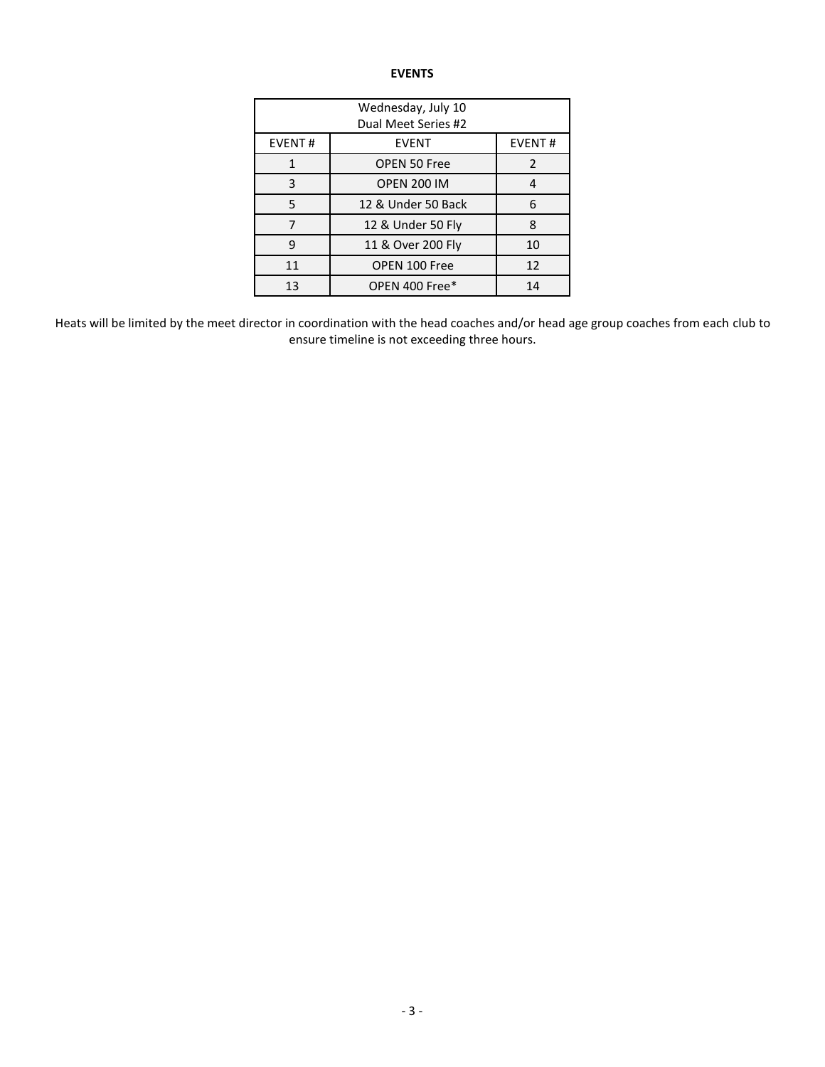**EVENTS**

| Wednesday, July 10<br>Dual Meet Series #2 | | |
|---|---|---|
| EVENT # | EVENT | EVENT # |
| 1 | OPEN 50 Free | 2 |
| 3 | OPEN 200 IM | 4 |
| 5 | 12 & Under 50 Back | 6 |
| 7 | 12 & Under 50 Fly | 8 |
| 9 | 11 & Over 200 Fly | 10 |
| 11 | OPEN 100 Free | 12 |
| 13 | OPEN 400 Free* | 14 |

Heats will be limited by the meet director in coordination with the head coaches and/or head age group coaches from each club to ensure timeline is not exceeding three hours.